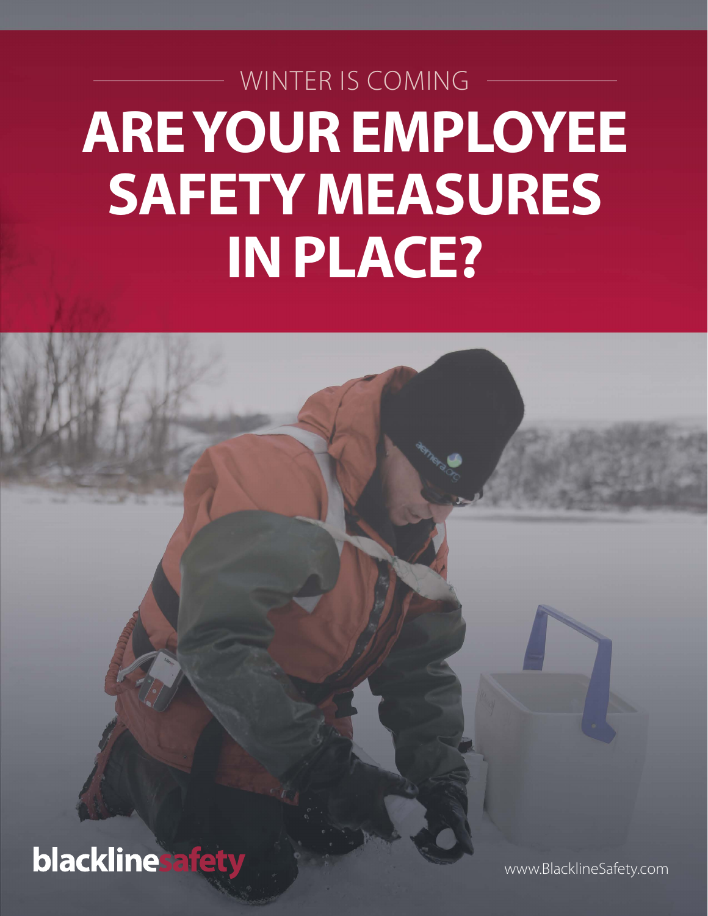WINTER IS COMING

# ARE YOUR EMPLOYEE SAFETY MEASURES IN PLACE?

blacklinesafety

www.BlacklineSafety.com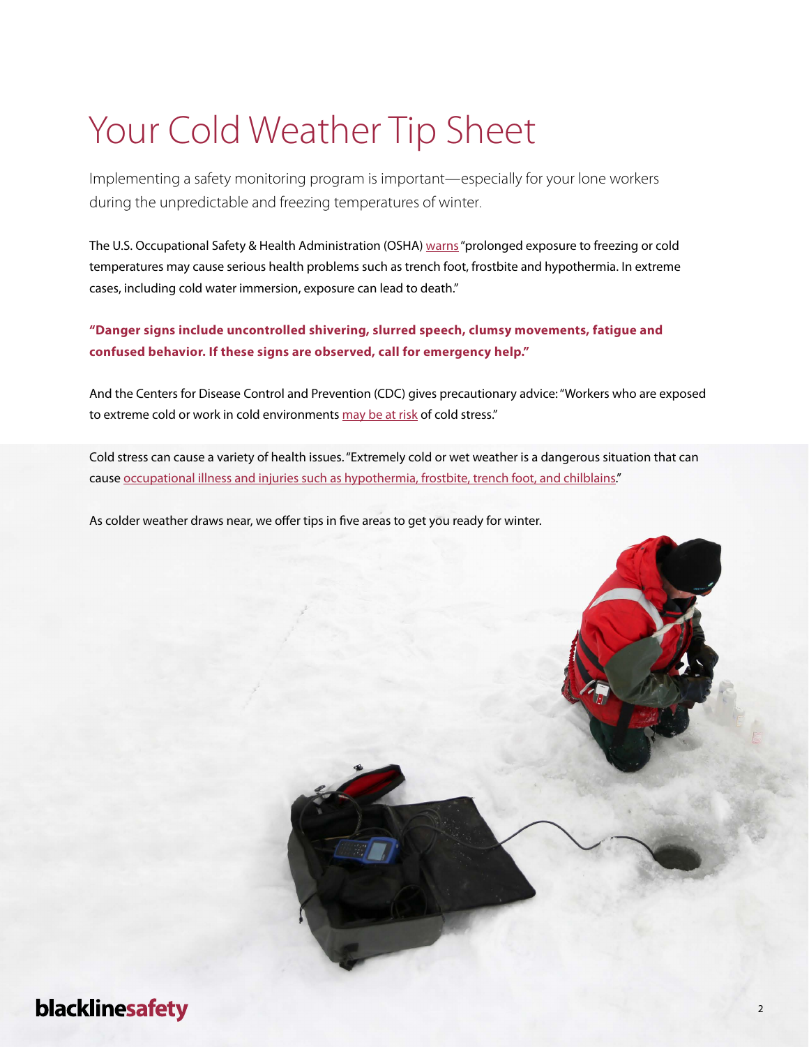# Your Cold Weather Tip Sheet

Implementing a safety monitoring program is important—especially for your lone workers during the unpredictable and freezing temperatures of winter.

The U.S. Occupational Safety & Health Administration (OSHA) warns "prolonged exposure to freezing or cold temperatures may cause serious health problems such as trench foot, frostbite and hypothermia. In extreme cases, including cold water immersion, exposure can lead to death."

**"Danger signs include uncontrolled shivering, slurred speech, clumsy movements, fatigue and confused behavior. If these signs are observed, call for emergency help."**

And the Centers for Disease Control and Prevention (CDC) gives precautionary advice: "Workers who are exposed to extreme cold or work in cold environments may be at risk of cold stress."

Cold stress can cause a variety of health issues. "Extremely cold or wet weather is a dangerous situation that can cause occupational illness and injuries such as hypothermia, frostbite, trench foot, and chilblains."

As colder weather draws near, we offer tips in five areas to get you ready for winter.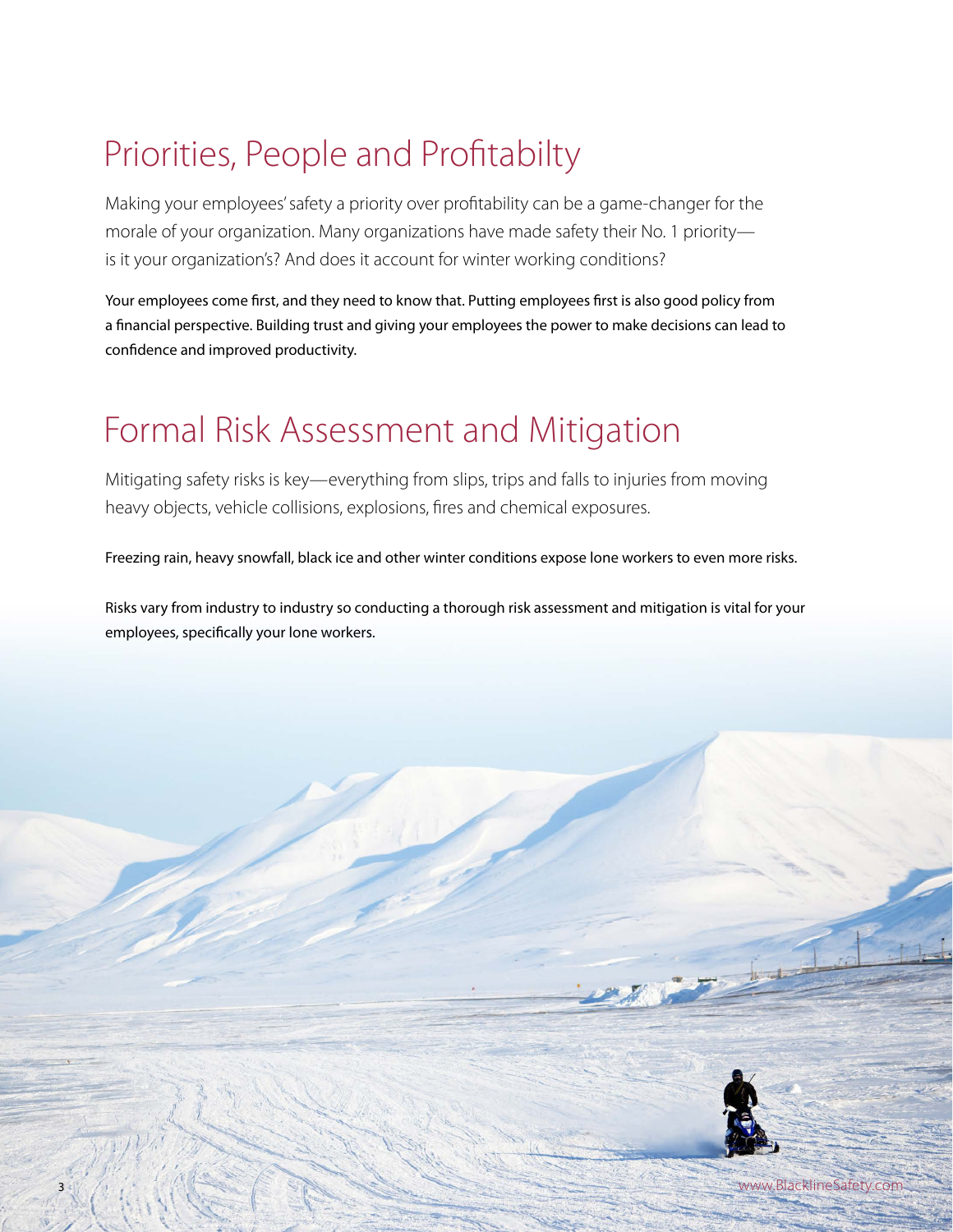## Priorities, People and Profitabilty

Making your employees' safety a priority over profitability can be a game-changer for the morale of your organization. Many organizations have made safety their No. 1 priority—is it your organization's? And does it account for winter working conditions?

Your employees come first, and they need to know that. Putting employees first is also good policy from a financial perspective. Building trust and giving your employees the power to make decisions can lead to confidence and improved productivity.

## Formal Risk Assessment and Mitigation

Mitigating safety risks is key—everything from slips, trips and falls to injuries from moving heavy objects, vehicle collisions, explosions, fires and chemical exposures.

Freezing rain, heavy snowfall, black ice and other winter conditions expose lone workers to even more risks.

Risks vary from industry to industry so conducting a thorough risk assessment and mitigation is vital for your employees, specifically your lone workers.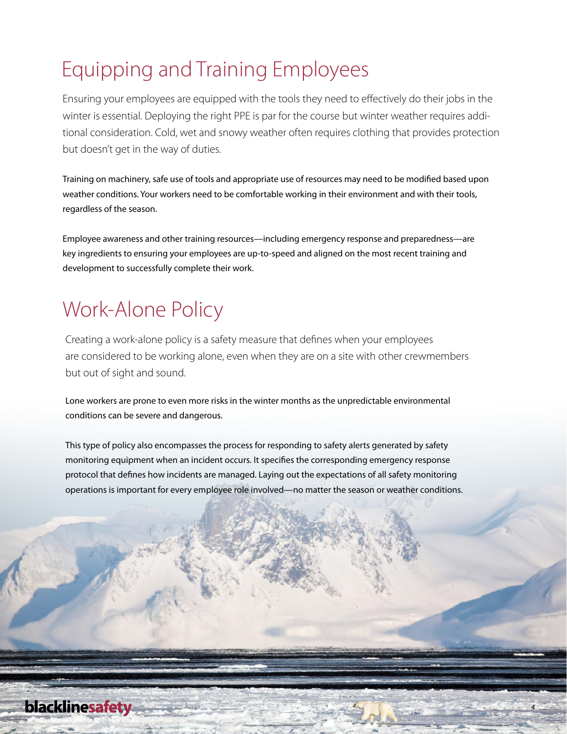# Equipping and Training Employees

Ensuring your employees are equipped with the tools they need to effectively do their jobs in the winter is essential. Deploying the right PPE is par for the course but winter weather requires additional consideration. Cold, wet and snowy weather often requires clothing that provides protection but doesn't get in the way of duties.

Training on machinery, safe use of tools and appropriate use of resources may need to be modified based upon weather conditions. Your workers need to be comfortable working in their environment and with their tools, regardless of the season.

Employee awareness and other training resources—including emergency response and preparedness—are key ingredients to ensuring your employees are up-to-speed and aligned on the most recent training and development to successfully complete their work.

# Work-Alone Policy

Creating a work-alone policy is a safety measure that defines when your employees are considered to be working alone, even when they are on a site with other crewmembers but out of sight and sound.

Lone workers are prone to even more risks in the winter months as the unpredictable environmental conditions can be severe and dangerous.

This type of policy also encompasses the process for responding to safety alerts generated by safety monitoring equipment when an incident occurs. It specifies the corresponding emergency response protocol that defines how incidents are managed. Laying out the expectations of all safety monitoring operations is important for every employee role involved—no matter the season or weather conditions.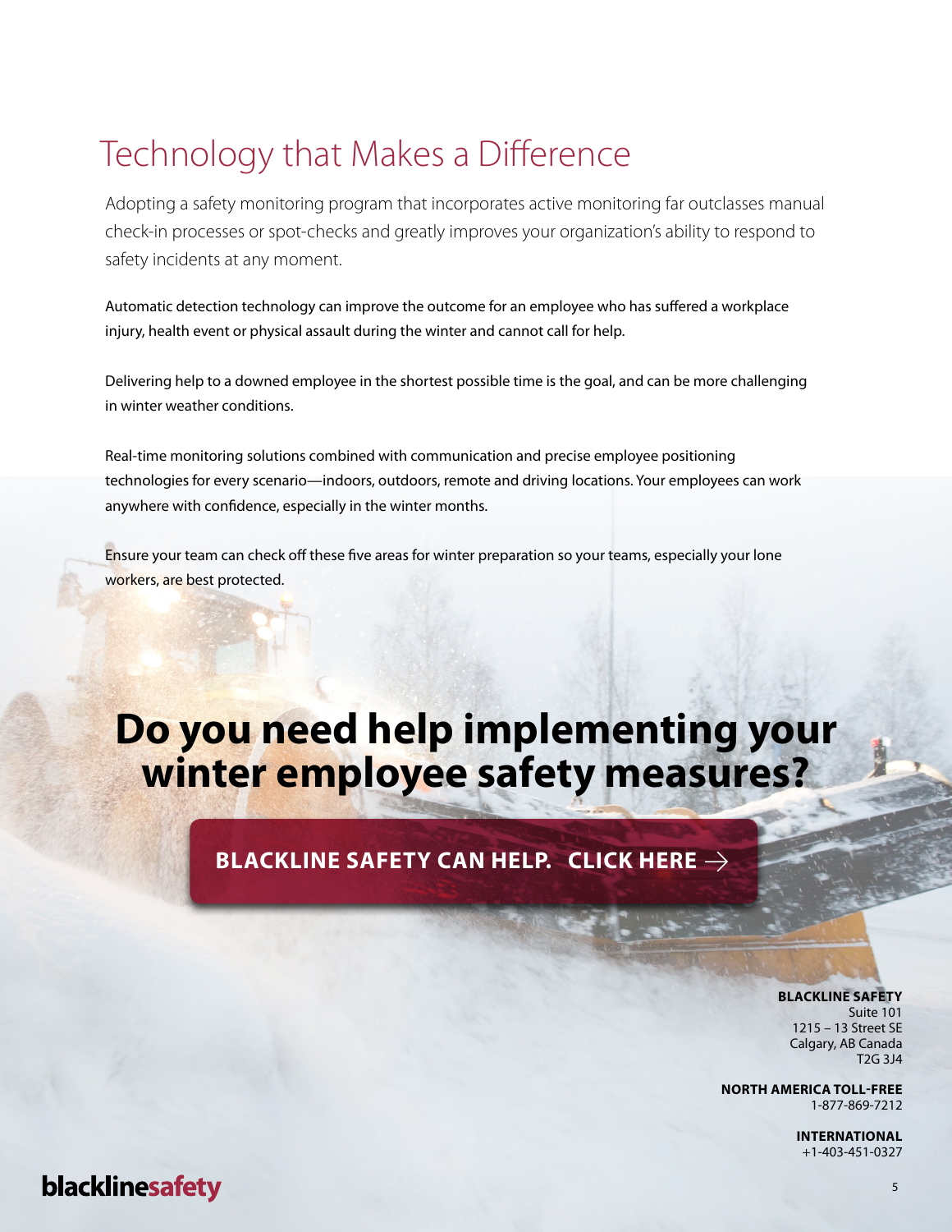# Technology that Makes a Difference

Adopting a safety monitoring program that incorporates active monitoring far outclasses manual check-in processes or spot-checks and greatly improves your organization's ability to respond to safety incidents at any moment.

Automatic detection technology can improve the outcome for an employee who has suffered a workplace injury, health event or physical assault during the winter and cannot call for help.

Delivering help to a downed employee in the shortest possible time is the goal, and can be more challenging in winter weather conditions.

Real-time monitoring solutions combined with communication and precise employee positioning technologies for every scenario—indoors, outdoors, remote and driving locations. Your employees can work anywhere with confidence, especially in the winter months.

Ensure your team can check off these five areas for winter preparation so your teams, especially your lone workers, are best protected.

## Do you need help implementing your winter employee safety measures?

**BLACKLINE SAFETY CAN HELP. CLICK HERE →**

**BLACKLINE SAFETY**
Suite 101
1215 – 13 Street SE
Calgary, AB Canada
T2G 3J4

**NORTH AMERICA TOLL-FREE**
1-877-869-7212

**INTERNATIONAL**
+1-403-451-0327

blacklinesafety